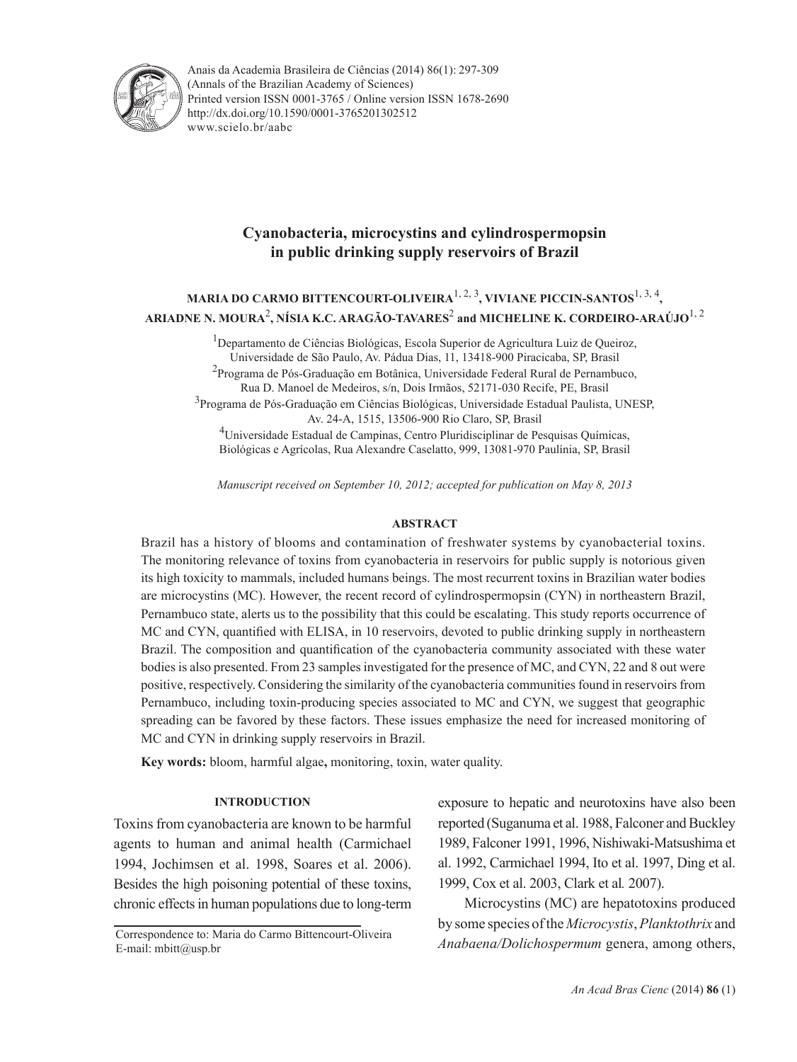Anais da Academia Brasileira de Ciências (2014) 86(1): 297-309
(Annals of the Brazilian Academy of Sciences)
Printed version ISSN 0001-3765 / Online version ISSN 1678-2690
http://dx.doi.org/10.1590/0001-3765201302512
www.scielo.br/aabc

# Cyanobacteria, microcystins and cylindrospermopsin in public drinking supply reservoirs of Brazil

**MARIA DO CARMO BITTENCOURT-OLIVEIRA[1, 2, 3], VIVIANE PICCIN-SANTOS[1, 3, 4], ARIADNE N. MOURA[2], NÍSIA K.C. ARAGÃO-TAVARES[2] and MICHELINE K. CORDEIRO-ARAÚJO[1, 2]**

[1]Departamento de Ciências Biológicas, Escola Superior de Agricultura Luiz de Queiroz, Universidade de São Paulo, Av. Pádua Dias, 11, 13418-900 Piracicaba, SP, Brasil

[2]Programa de Pós-Graduação em Botânica, Universidade Federal Rural de Pernambuco, Rua D. Manoel de Medeiros, s/n, Dois Irmãos, 52171-030 Recife, PE, Brasil

[3]Programa de Pós-Graduação em Ciências Biológicas, Universidade Estadual Paulista, UNESP, Av. 24-A, 1515, 13506-900 Rio Claro, SP, Brasil

[4]Universidade Estadual de Campinas, Centro Pluridisciplinar de Pesquisas Químicas, Biológicas e Agrícolas, Rua Alexandre Caselatto, 999, 13081-970 Paulínia, SP, Brasil

*Manuscript received on September 10, 2012; accepted for publication on May 8, 2013*

## ABSTRACT

Brazil has a history of blooms and contamination of freshwater systems by cyanobacterial toxins. The monitoring relevance of toxins from cyanobacteria in reservoirs for public supply is notorious given its high toxicity to mammals, included humans beings. The most recurrent toxins in Brazilian water bodies are microcystins (MC). However, the recent record of cylindrospermopsin (CYN) in northeastern Brazil, Pernambuco state, alerts us to the possibility that this could be escalating. This study reports occurrence of MC and CYN, quantified with ELISA, in 10 reservoirs, devoted to public drinking supply in northeastern Brazil. The composition and quantification of the cyanobacteria community associated with these water bodies is also presented. From 23 samples investigated for the presence of MC, and CYN, 22 and 8 out were positive, respectively. Considering the similarity of the cyanobacteria communities found in reservoirs from Pernambuco, including toxin-producing species associated to MC and CYN, we suggest that geographic spreading can be favored by these factors. These issues emphasize the need for increased monitoring of MC and CYN in drinking supply reservoirs in Brazil.

**Key words:** bloom, harmful algae**,** monitoring, toxin, water quality.

## INTRODUCTION

Toxins from cyanobacteria are known to be harmful agents to human and animal health (Carmichael 1994, Jochimsen et al. 1998, Soares et al. 2006). Besides the high poisoning potential of these toxins, chronic effects in human populations due to long-term exposure to hepatic and neurotoxins have also been reported (Suganuma et al. 1988, Falconer and Buckley 1989, Falconer 1991, 1996, Nishiwaki-Matsushima et al. 1992, Carmichael 1994, Ito et al. 1997, Ding et al. 1999, Cox et al. 2003, Clark et al*.* 2007).

Microcystins (MC) are hepatotoxins produced by some species of the *Microcystis*, *Planktothrix* and *Anabaena/Dolichospermum* genera, among others,

Correspondence to: Maria do Carmo Bittencourt-Oliveira
E-mail: mbitt@usp.br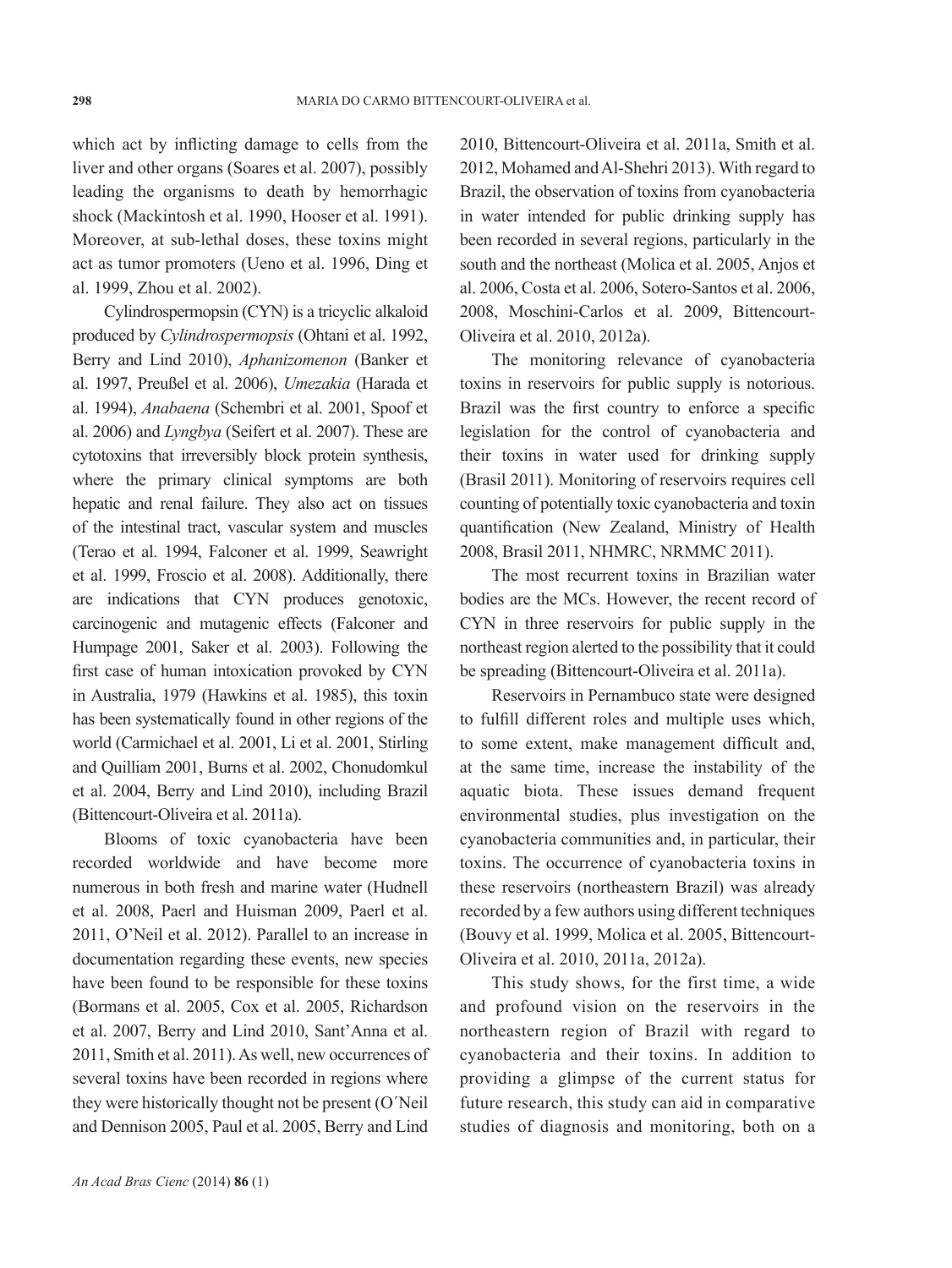which act by inflicting damage to cells from the liver and other organs (Soares et al. 2007), possibly leading the organisms to death by hemorrhagic shock (Mackintosh et al. 1990, Hooser et al. 1991). Moreover, at sub-lethal doses, these toxins might act as tumor promoters (Ueno et al. 1996, Ding et al. 1999, Zhou et al. 2002).

Cylindrospermopsin (CYN) is a tricyclic alkaloid produced by *Cylindrospermopsis* (Ohtani et al. 1992, Berry and Lind 2010), *Aphanizomenon* (Banker et al. 1997, Preußel et al. 2006), *Umezakia* (Harada et al. 1994), *Anabaena* (Schembri et al. 2001, Spoof et al. 2006) and *Lyngbya* (Seifert et al. 2007). These are cytotoxins that irreversibly block protein synthesis, where the primary clinical symptoms are both hepatic and renal failure. They also act on tissues of the intestinal tract, vascular system and muscles (Terao et al. 1994, Falconer et al. 1999, Seawright et al. 1999, Froscio et al. 2008). Additionally, there are indications that CYN produces genotoxic, carcinogenic and mutagenic effects (Falconer and Humpage 2001, Saker et al. 2003). Following the first case of human intoxication provoked by CYN in Australia, 1979 (Hawkins et al. 1985), this toxin has been systematically found in other regions of the world (Carmichael et al. 2001, Li et al. 2001, Stirling and Quilliam 2001, Burns et al. 2002, Chonudomkul et al. 2004, Berry and Lind 2010), including Brazil (Bittencourt-Oliveira et al. 2011a).

Blooms of toxic cyanobacteria have been recorded worldwide and have become more numerous in both fresh and marine water (Hudnell et al. 2008, Paerl and Huisman 2009, Paerl et al. 2011, O'Neil et al. 2012). Parallel to an increase in documentation regarding these events, new species have been found to be responsible for these toxins (Bormans et al. 2005, Cox et al. 2005, Richardson et al. 2007, Berry and Lind 2010, Sant'Anna et al. 2011, Smith et al. 2011). As well, new occurrences of several toxins have been recorded in regions where they were historically thought not be present (O´Neil and Dennison 2005, Paul et al. 2005, Berry and Lind 2010, Bittencourt-Oliveira et al. 2011a, Smith et al. 2012, Mohamed and Al-Shehri 2013). With regard to Brazil, the observation of toxins from cyanobacteria in water intended for public drinking supply has been recorded in several regions, particularly in the south and the northeast (Molica et al. 2005, Anjos et al. 2006, Costa et al. 2006, Sotero-Santos et al. 2006, 2008, Moschini-Carlos et al. 2009, Bittencourt-Oliveira et al. 2010, 2012a).

The monitoring relevance of cyanobacteria toxins in reservoirs for public supply is notorious. Brazil was the first country to enforce a specific legislation for the control of cyanobacteria and their toxins in water used for drinking supply (Brasil 2011). Monitoring of reservoirs requires cell counting of potentially toxic cyanobacteria and toxin quantification (New Zealand, Ministry of Health 2008, Brasil 2011, NHMRC, NRMMC 2011).

The most recurrent toxins in Brazilian water bodies are the MCs. However, the recent record of CYN in three reservoirs for public supply in the northeast region alerted to the possibility that it could be spreading (Bittencourt-Oliveira et al. 2011a).

Reservoirs in Pernambuco state were designed to fulfill different roles and multiple uses which, to some extent, make management difficult and, at the same time, increase the instability of the aquatic biota. These issues demand frequent environmental studies, plus investigation on the cyanobacteria communities and, in particular, their toxins. The occurrence of cyanobacteria toxins in these reservoirs (northeastern Brazil) was already recorded by a few authors using different techniques (Bouvy et al. 1999, Molica et al. 2005, Bittencourt-Oliveira et al. 2010, 2011a, 2012a).

This study shows, for the first time, a wide and profound vision on the reservoirs in the northeastern region of Brazil with regard to cyanobacteria and their toxins. In addition to providing a glimpse of the current status for future research, this study can aid in comparative studies of diagnosis and monitoring, both on a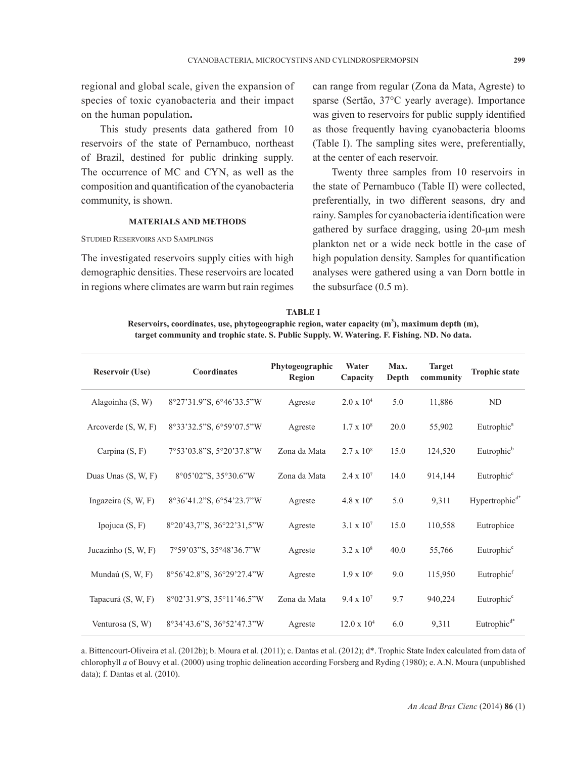regional and global scale, given the expansion of species of toxic cyanobacteria and their impact on the human population**.**

This study presents data gathered from 10 reservoirs of the state of Pernambuco, northeast of Brazil, destined for public drinking supply. The occurrence of MC and CYN, as well as the composition and quantification of the cyanobacteria community, is shown.

## MATERIALS AND METHODS

### Studied Reservoirs and Samplings

The investigated reservoirs supply cities with high demographic densities. These reservoirs are located in regions where climates are warm but rain regimes can range from regular (Zona da Mata, Agreste) to sparse (Sertão, 37°C yearly average). Importance was given to reservoirs for public supply identified as those frequently having cyanobacteria blooms (Table I). The sampling sites were, preferentially, at the center of each reservoir.

Twenty three samples from 10 reservoirs in the state of Pernambuco (Table II) were collected, preferentially, in two different seasons, dry and rainy. Samples for cyanobacteria identification were gathered by surface dragging, using 20-µm mesh plankton net or a wide neck bottle in the case of high population density. Samples for quantification analyses were gathered using a van Dorn bottle in the subsurface (0.5 m).

**TABLE I**
**Reservoirs, coordinates, use, phytogeographic region, water capacity ($m^3$), maximum depth (m), target community and trophic state. S. Public Supply. W. Watering. F. Fishing. ND. No data.**

| Reservoir (Use) | Coordinates | Phytogeographic Region | Water Capacity | Max. Depth | Target community | Trophic state |
|---|---|---|---|---|---|---|
| Alagoinha (S, W) | 8°27'31.9"S, 6°46'33.5"W | Agreste | $2.0 \times 10^4$ | 5.0 | 11,886 | ND |
| Arcoverde (S, W, F) | 8°33'32.5"S, 6°59'07.5"W | Agreste | $1.7 \times 10^8$ | 20.0 | 55,902 | Eutrophic[a] |
| Carpina (S, F) | 7°53'03.8"S, 5°20'37.8"W | Zona da Mata | $2.7 \times 10^8$ | 15.0 | 124,520 | Eutrophic[b] |
| Duas Unas (S, W, F) | 8°05'02"S, 35°30.6"W | Zona da Mata | $2.4 \times 10^7$ | 14.0 | 914,144 | Eutrophic[c] |
| Ingazeira (S, W, F) | 8°36'41.2"S, 6°54'23.7"W | Agreste | $4.8 \times 10^6$ | 5.0 | 9,311 | Hypertrophic[d*] |
| Ipojuca (S, F) | 8°20'43,7"S, 36°22'31,5"W | Agreste | $3.1 \times 10^7$ | 15.0 | 110,558 | Eutrophice |
| Jucazinho (S, W, F) | 7°59'03"S, 35°48'36.7"W | Agreste | $3.2 \times 10^8$ | 40.0 | 55,766 | Eutrophic[c] |
| Mundaú (S, W, F) | 8°56'42.8"S, 36°29'27.4"W | Agreste | $1.9 \times 10^6$ | 9.0 | 115,950 | Eutrophic[f] |
| Tapacurá (S, W, F) | 8°02'31.9"S, 35°11'46.5"W | Zona da Mata | $9.4 \times 10^7$ | 9.7 | 940,224 | Eutrophic[c] |
| Venturosa (S, W) | 8°34'43.6"S, 36°52'47.3"W | Agreste | $12.0 \times 10^4$ | 6.0 | 9,311 | Eutrophic[d*] |

a. Bittencourt-Oliveira et al. (2012b); b. Moura et al. (2011); c. Dantas et al. (2012); d*. Trophic State Index calculated from data of chlorophyll *a* of Bouvy et al. (2000) using trophic delineation according Forsberg and Ryding (1980); e. A.N. Moura (unpublished data); f. Dantas et al. (2010).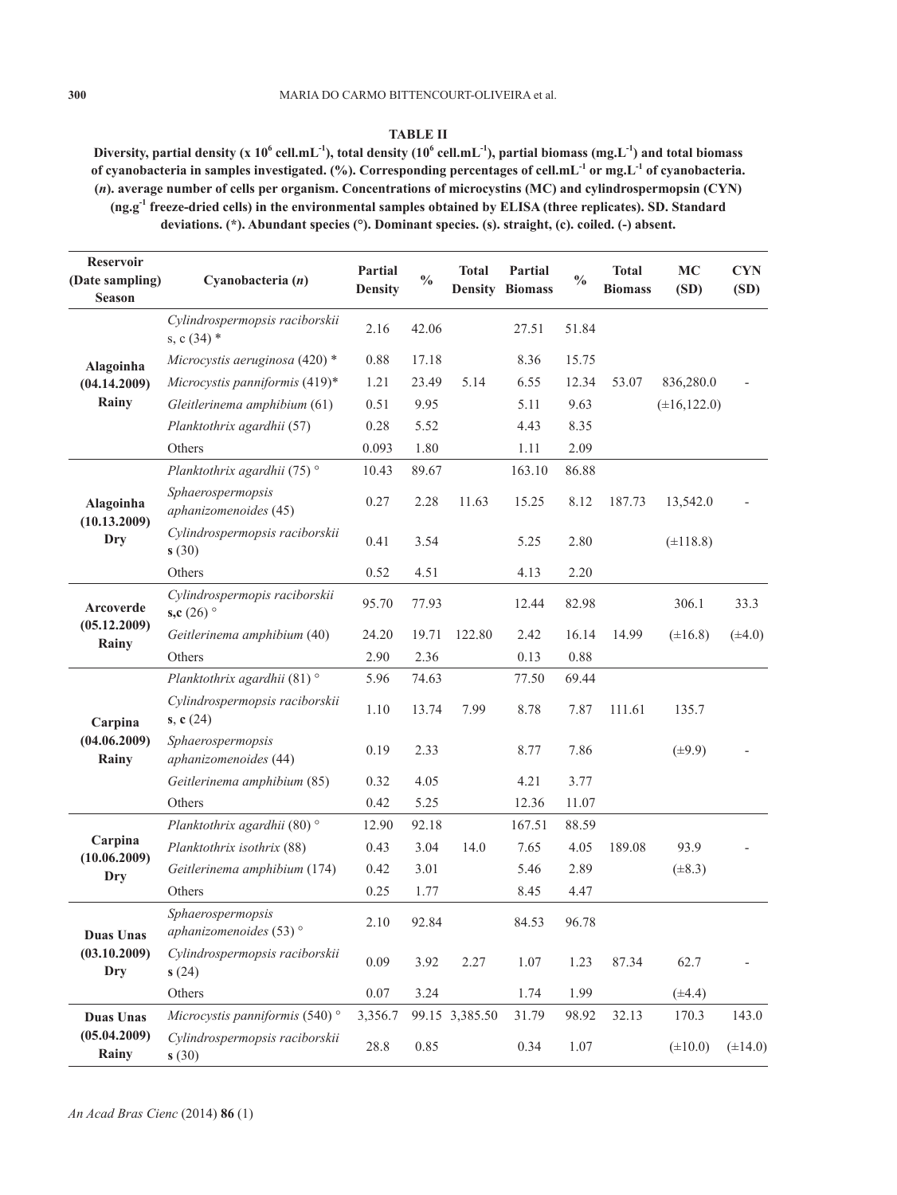**TABLE II**

**Diversity, partial density (x $10^6$ cell.mL$^{-1}$), total density ($10^6$ cell.mL$^{-1}$), partial biomass (mg.L$^{-1}$) and total biomass of cyanobacteria in samples investigated. (%). Corresponding percentages of cell.mL$^{-1}$ or mg.L$^{-1}$ of cyanobacteria. (*n*). average number of cells per organism. Concentrations of microcystins (MC) and cylindrospermopsin (CYN) (ng.g$^{-1}$ freeze-dried cells) in the environmental samples obtained by ELISA (three replicates). SD. Standard deviations. (*). Abundant species (°). Dominant species. (s). straight, (c). coiled. (-) absent.**

| Reservoir (Date sampling) Season | Cyanobacteria (*n*) | Partial Density | % | Total Density | Partial Biomass | % | Total Biomass | MC (SD) | CYN (SD) |
|---|---|---|---|---|---|---|---|---|---|
| **Alagoinha (04.14.2009) Rainy** | *Cylindrospermopsis raciborskii* s, c (34) * | 2.16 | 42.06 | 5.14 | 27.51 | 51.84 | 53.07 | 836,280.0 (±16,122.0) | - |
| | *Microcystis aeruginosa* (420) * | 0.88 | 17.18 | | 8.36 | 15.75 | | | |
| | *Microcystis panniformis* (419)* | 1.21 | 23.49 | | 6.55 | 12.34 | | | |
| | *Gleitlerinema amphibium* (61) | 0.51 | 9.95 | | 5.11 | 9.63 | | | |
| | *Planktothrix agardhii* (57) | 0.28 | 5.52 | | 4.43 | 8.35 | | | |
| | Others | 0.093 | 1.80 | | 1.11 | 2.09 | | | |
| **Alagoinha (10.13.2009) Dry** | *Planktothrix agardhii* (75) ° | 10.43 | 89.67 | 11.63 | 163.10 | 86.88 | 187.73 | 13,542.0 (±118.8) | - |
| | *Sphaerospermopsis aphanizomenoides* (45) | 0.27 | 2.28 | | 15.25 | 8.12 | | | |
| | *Cylindrospermopsis raciborskii* **s** (30) | 0.41 | 3.54 | | 5.25 | 2.80 | | | |
| | Others | 0.52 | 4.51 | | 4.13 | 2.20 | | | |
| **Arcoverde (05.12.2009) Rainy** | *Cylindrospermopis raciborskii* **s,c** (26) ° | 95.70 | 77.93 | 122.80 | 12.44 | 82.98 | 14.99 | 306.1 (±16.8) | 33.3 (±4.0) |
| | *Geitlerinema amphibium* (40) | 24.20 | 19.71 | | 2.42 | 16.14 | | | |
| | Others | 2.90 | 2.36 | | 0.13 | 0.88 | | | |
| **Carpina (04.06.2009) Rainy** | *Planktothrix agardhii* (81) ° | 5.96 | 74.63 | 7.99 | 77.50 | 69.44 | 111.61 | 135.7 (±9.9) | - |
| | *Cylindrospermopsis raciborskii* **s**, **c** (24) | 1.10 | 13.74 | | 8.78 | 7.87 | | | |
| | *Sphaerospermopsis aphanizomenoides* (44) | 0.19 | 2.33 | | 8.77 | 7.86 | | | |
| | *Geitlerinema amphibium* (85) | 0.32 | 4.05 | | 4.21 | 3.77 | | | |
| | Others | 0.42 | 5.25 | | 12.36 | 11.07 | | | |
| **Carpina (10.06.2009) Dry** | *Planktothrix agardhii* (80) ° | 12.90 | 92.18 | 14.0 | 167.51 | 88.59 | 189.08 | 93.9 (±8.3) | - |
| | *Planktothrix isothrix* (88) | 0.43 | 3.04 | | 7.65 | 4.05 | | | |
| | *Geitlerinema amphibium* (174) | 0.42 | 3.01 | | 5.46 | 2.89 | | | |
| | Others | 0.25 | 1.77 | | 8.45 | 4.47 | | | |
| **Duas Unas (03.10.2009) Dry** | *Sphaerospermopsis aphanizomenoides* (53) ° | 2.10 | 92.84 | 2.27 | 84.53 | 96.78 | 87.34 | 62.7 (±4.4) | - |
| | *Cylindrospermopsis raciborskii* **s** (24) | 0.09 | 3.92 | | 1.07 | 1.23 | | | |
| | Others | 0.07 | 3.24 | | 1.74 | 1.99 | | | |
| **Duas Unas (05.04.2009) Rainy** | *Microcystis panniformis* (540) ° | 3,356.7 | 99.15 | 3,385.50 | 31.79 | 98.92 | 32.13 | 170.3 (±10.0) | 143.0 (±14.0) |
| | *Cylindrospermopsis raciborskii* **s** (30) | 28.8 | 0.85 | | 0.34 | 1.07 | | | |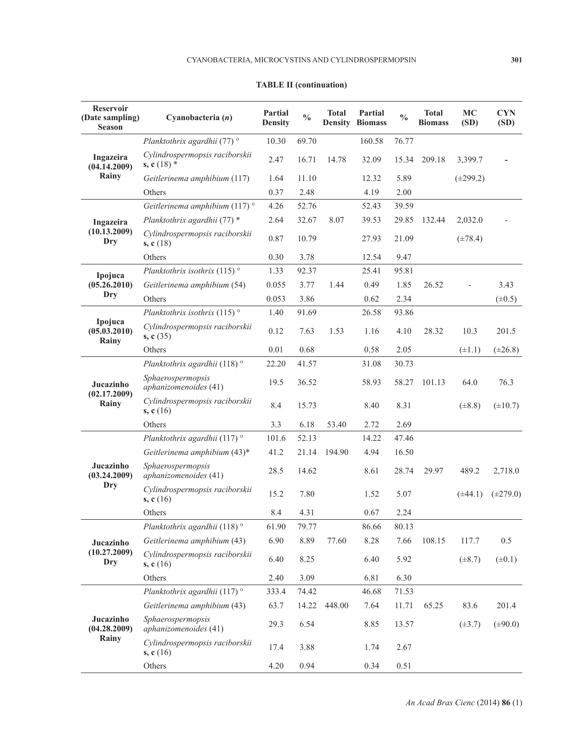**TABLE II (continuation)**

| Reservoir (Date sampling) Season | Cyanobacteria (*n*) | Partial Density | % | Total Density | Partial Biomass | % | Total Biomass | MC (SD) | CYN (SD) |
|---|---|---|---|---|---|---|---|---|---|
| **Ingazeira (04.14.2009) Rainy** | *Planktothrix agardhii* (77) ° | 10.30 | 69.70 | | 160.58 | 76.77 | | | |
| | *Cylindrospermopsis raciborskii* **s, c** (18) * | 2.47 | 16.71 | 14.78 | 32.09 | 15.34 | 209.18 | 3,399.7 | - |
| | *Geitlerinema amphibium* (117) | 1.64 | 11.10 | | 12.32 | 5.89 | | (±299.2) | |
| | Others | 0.37 | 2.48 | | 4.19 | 2.00 | | | |
| **Ingazeira (10.13.2009) Dry** | *Geitlerinema amphibium* (117) ° | 4.26 | 52.76 | | 52.43 | 39.59 | | | |
| | *Planktothrix agardhii* (77) * | 2.64 | 32.67 | 8.07 | 39.53 | 29.85 | 132.44 | 2,032.0 | - |
| | *Cylindrospermopsis raciborskii* **s, c** (18) | 0.87 | 10.79 | | 27.93 | 21.09 | | (±78.4) | |
| | Others | 0.30 | 3.78 | | 12.54 | 9.47 | | | |
| **Ipojuca (05.26.2010) Dry** | *Planktothrix isothrix* (115) ° | 1.33 | 92.37 | | 25.41 | 95.81 | | | |
| | *Geitlerinema amphibium* (54) | 0.055 | 3.77 | 1.44 | 0.49 | 1.85 | 26.52 | - | 3.43 |
| | Others | 0.053 | 3.86 | | 0.62 | 2.34 | | | (±0.5) |
| **Ipojuca (05.03.2010) Rainy** | *Planktothrix isothrix* (115) ° | 1.40 | 91.69 | | 26.58 | 93.86 | | | |
| | *Cylindrospermopsis raciborskii* **s, c** (35) | 0.12 | 7.63 | 1.53 | 1.16 | 4.10 | 28.32 | 10.3 | 201.5 |
| | Others | 0.01 | 0.68 | | 0.58 | 2.05 | | (±1.1) | (±26.8) |
| **Jucazinho (02.17.2009) Rainy** | *Planktothrix agardhii* (118) ° | 22.20 | 41.57 | | 31.08 | 30.73 | | | |
| | *Sphaerospermopsis aphanizomenoides* (41) | 19.5 | 36.52 | | 58.93 | 58.27 | 101.13 | 64.0 | 76.3 |
| | *Cylindrospermopsis raciborskii* **s, c** (16) | 8.4 | 15.73 | | 8.40 | 8.31 | | (±8.8) | (±10.7) |
| | Others | 3.3 | 6.18 | 53.40 | 2.72 | 2.69 | | | |
| **Jucazinho (03.24.2009) Dry** | *Planktothrix agardhii* (117) ° | 101.6 | 52.13 | | 14.22 | 47.46 | | | |
| | *Geitlerinema amphibium* (43)* | 41.2 | 21.14 | 194.90 | 4.94 | 16.50 | | | |
| | *Sphaerospermopsis aphanizomenoides* (41) | 28.5 | 14.62 | | 8.61 | 28.74 | 29.97 | 489.2 | 2,718.0 |
| | *Cylindrospermopsis raciborskii* **s, c** (16) | 15.2 | 7.80 | | 1.52 | 5.07 | | (±44.1) | (±279.0) |
| | Others | 8.4 | 4.31 | | 0.67 | 2.24 | | | |
| **Jucazinho (10.27.2009) Dry** | *Planktothrix agardhii* (118) ° | 61.90 | 79.77 | | 86.66 | 80.13 | | | |
| | *Geitlerinema amphibium* (43) | 6.90 | 8.89 | 77.60 | 8.28 | 7.66 | 108.15 | 117.7 | 0.5 |
| | *Cylindrospermopsis raciborskii* **s, c** (16) | 6.40 | 8.25 | | 6.40 | 5.92 | | (±8.7) | (±0.1) |
| | Others | 2.40 | 3.09 | | 6.81 | 6.30 | | | |
| **Jucazinho (04.28.2009) Rainy** | *Planktothrix agardhii* (117) ° | 333.4 | 74.42 | | 46.68 | 71.53 | | | |
| | *Geitlerinema amphibium* (43) | 63.7 | 14.22 | 448.00 | 7.64 | 11.71 | 65.25 | 83.6 | 201.4 |
| | *Sphaerospermopsis aphanizomenoides* (41) | 29.3 | 6.54 | | 8.85 | 13.57 | | (±3.7) | (±90.0) |
| | *Cylindrospermopsis raciborskii* **s, c** (16) | 17.4 | 3.88 | | 1.74 | 2.67 | | | |
| | Others | 4.20 | 0.94 | | 0.34 | 0.51 | | | |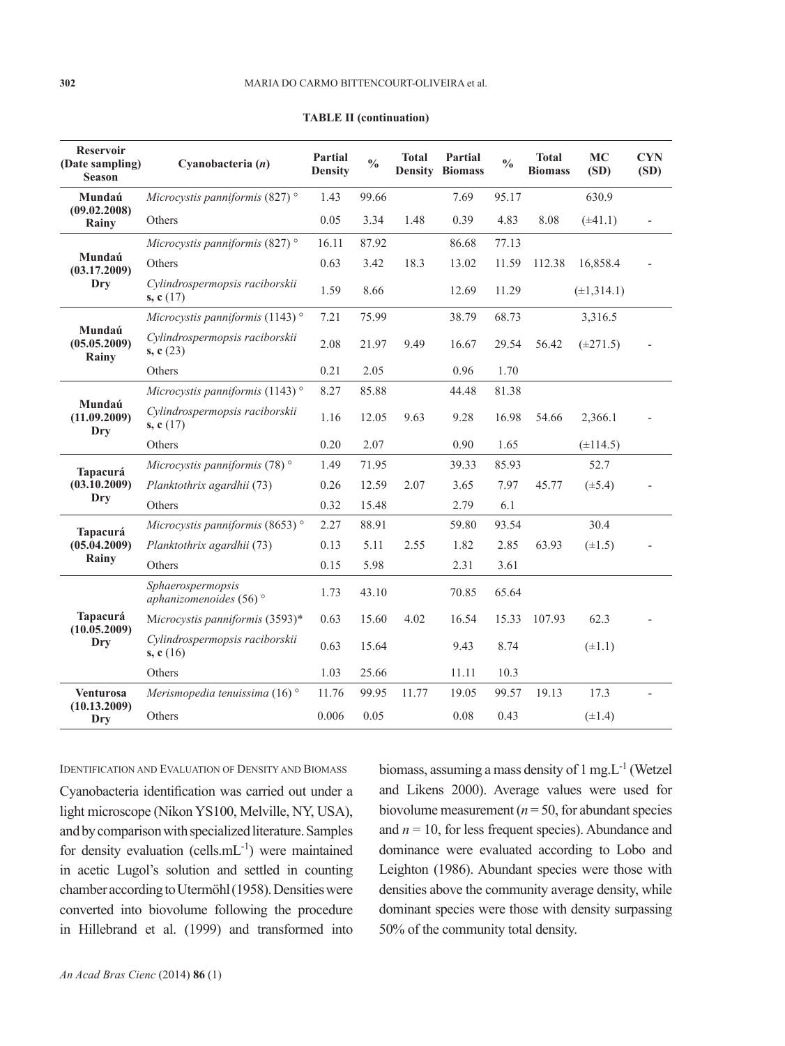**TABLE II (continuation)**

| Reservoir (Date sampling) Season | Cyanobacteria (*n*) | Partial Density | % | Total Density | Partial Biomass | % | Total Biomass | MC (SD) | CYN (SD) |
|---|---|---|---|---|---|---|---|---|---|
| **Mundaú (09.02.2008) Rainy** | *Microcystis panniformis* (827) ° | 1.43 | 99.66 | 1.48 | 7.69 | 95.17 | 8.08 | 630.9 (±41.1) | - |
| | Others | 0.05 | 3.34 | | 0.39 | 4.83 | | | |
| **Mundaú (03.17.2009) Dry** | *Microcystis panniformis* (827) ° | 16.11 | 87.92 | 18.3 | 86.68 | 77.13 | 112.38 | 16,858.4 (±1,314.1) | - |
| | Others | 0.63 | 3.42 | | 13.02 | 11.59 | | | |
| | *Cylindrospermopsis raciborskii* **s, c** (17) | 1.59 | 8.66 | | 12.69 | 11.29 | | | |
| **Mundaú (05.05.2009) Rainy** | *Microcystis panniformis* (1143) ° | 7.21 | 75.99 | 9.49 | 38.79 | 68.73 | 56.42 | 3,316.5 (±271.5) | - |
| | *Cylindrospermopsis raciborskii* **s, c** (23) | 2.08 | 21.97 | | 16.67 | 29.54 | | | |
| | Others | 0.21 | 2.05 | | 0.96 | 1.70 | | | |
| **Mundaú (11.09.2009) Dry** | *Microcystis panniformis* (1143) ° | 8.27 | 85.88 | 9.63 | 44.48 | 81.38 | 54.66 | 2,366.1 (±114.5) | - |
| | *Cylindrospermopsis raciborskii* **s, c** (17) | 1.16 | 12.05 | | 9.28 | 16.98 | | | |
| | Others | 0.20 | 2.07 | | 0.90 | 1.65 | | | |
| **Tapacurá (03.10.2009) Dry** | *Microcystis panniformis* (78) ° | 1.49 | 71.95 | 2.07 | 39.33 | 85.93 | 45.77 | 52.7 (±5.4) | - |
| | *Planktothrix agardhii* (73) | 0.26 | 12.59 | | 3.65 | 7.97 | | | |
| | Others | 0.32 | 15.48 | | 2.79 | 6.1 | | | |
| **Tapacurá (05.04.2009) Rainy** | *Microcystis panniformis* (8653) ° | 2.27 | 88.91 | 2.55 | 59.80 | 93.54 | 63.93 | 30.4 (±1.5) | - |
| | *Planktothrix agardhii* (73) | 0.13 | 5.11 | | 1.82 | 2.85 | | | |
| | Others | 0.15 | 5.98 | | 2.31 | 3.61 | | | |
| **Tapacurá (10.05.2009) Dry** | *Sphaerospermopsis aphanizomenoides* (56) ° | 1.73 | 43.10 | 4.02 | 70.85 | 65.64 | 107.93 | 62.3 (±1.1) | - |
| | *Microcystis panniformis* (3593)* | 0.63 | 15.60 | | 16.54 | 15.33 | | | |
| | *Cylindrospermopsis raciborskii* **s, c** (16) | 0.63 | 15.64 | | 9.43 | 8.74 | | | |
| | Others | 1.03 | 25.66 | | 11.11 | 10.3 | | | |
| **Venturosa (10.13.2009) Dry** | *Merismopedia tenuissima* (16) ° | 11.76 | 99.95 | 11.77 | 19.05 | 99.57 | 19.13 | 17.3 (±1.4) | - |
| | Others | 0.006 | 0.05 | | 0.08 | 0.43 | | | |

IDENTIFICATION AND EVALUATION OF DENSITY AND BIOMASS

Cyanobacteria identification was carried out under a light microscope (Nikon YS100, Melville, NY, USA), and by comparison with specialized literature. Samples for density evaluation (cells.mL$^{-1}$) were maintained in acetic Lugol's solution and settled in counting chamber according to Utermöhl (1958). Densities were converted into biovolume following the procedure in Hillebrand et al. (1999) and transformed into biomass, assuming a mass density of 1 mg.L$^{-1}$ (Wetzel and Likens 2000). Average values were used for biovolume measurement ($n = 50$, for abundant species and $n = 10$, for less frequent species). Abundance and dominance were evaluated according to Lobo and Leighton (1986). Abundant species were those with densities above the community average density, while dominant species were those with density surpassing 50% of the community total density.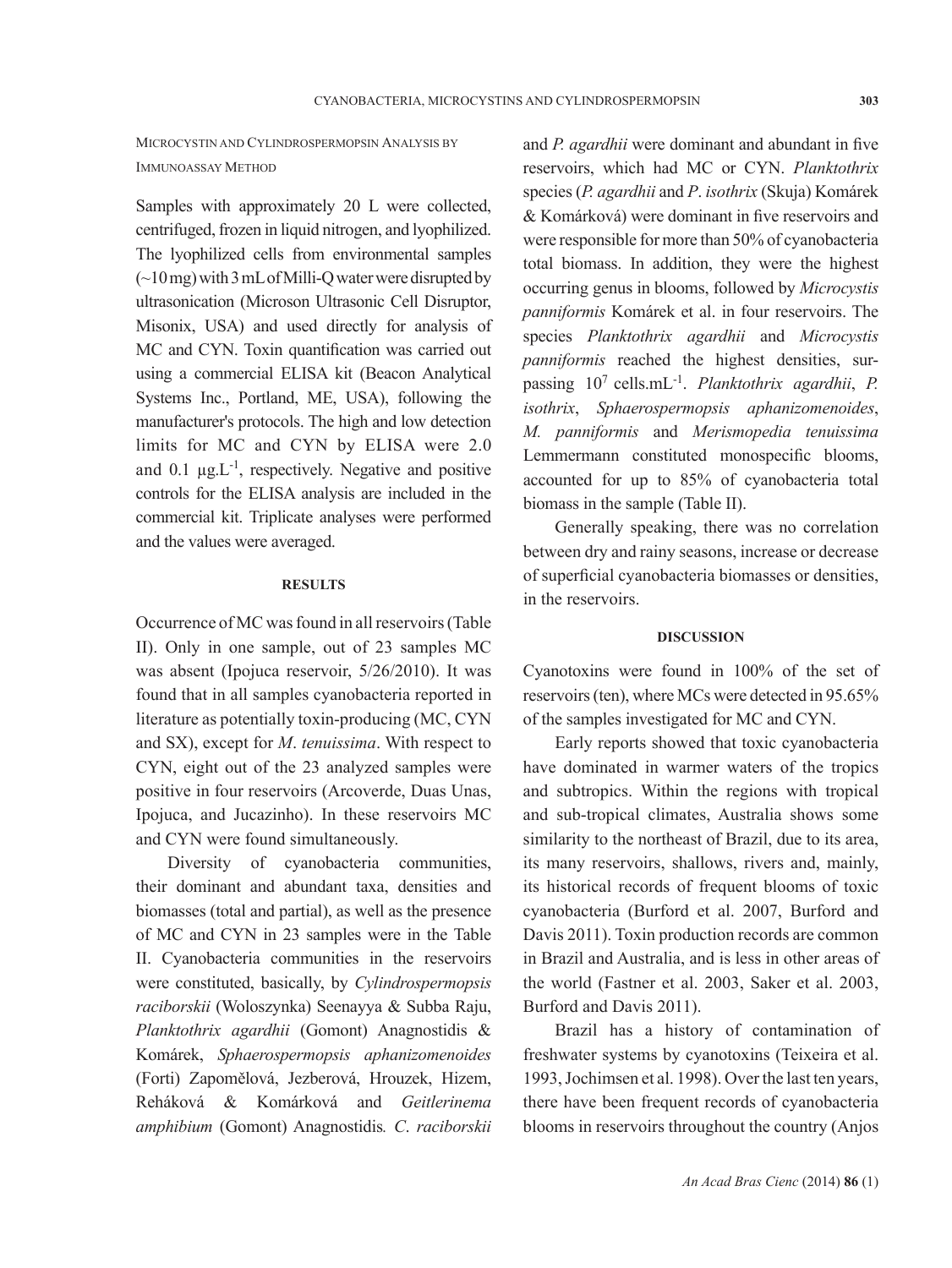### Microcystin and Cylindrospermopsin Analysis by Immunoassay Method

Samples with approximately 20 L were collected, centrifuged, frozen in liquid nitrogen, and lyophilized. The lyophilized cells from environmental samples (~10 mg) with 3 mL of Milli-Q water were disrupted by ultrasonication (Microson Ultrasonic Cell Disruptor, Misonix, USA) and used directly for analysis of MC and CYN. Toxin quantification was carried out using a commercial ELISA kit (Beacon Analytical Systems Inc., Portland, ME, USA), following the manufacturer's protocols. The high and low detection limits for MC and CYN by ELISA were 2.0 and 0.1 $\mu g.L^{-1}$, respectively. Negative and positive controls for the ELISA analysis are included in the commercial kit. Triplicate analyses were performed and the values were averaged.

## RESULTS

Occurrence of MC was found in all reservoirs (Table II). Only in one sample, out of 23 samples MC was absent (Ipojuca reservoir, 5/26/2010). It was found that in all samples cyanobacteria reported in literature as potentially toxin-producing (MC, CYN and SX), except for *M. tenuissima*. With respect to CYN, eight out of the 23 analyzed samples were positive in four reservoirs (Arcoverde, Duas Unas, Ipojuca, and Jucazinho). In these reservoirs MC and CYN were found simultaneously.

Diversity of cyanobacteria communities, their dominant and abundant taxa, densities and biomasses (total and partial), as well as the presence of MC and CYN in 23 samples were in the Table II. Cyanobacteria communities in the reservoirs were constituted, basically, by *Cylindrospermopsis raciborskii* (Woloszynka) Seenayya & Subba Raju, *Planktothrix agardhii* (Gomont) Anagnostidis & Komárek, *Sphaerospermopsis aphanizomenoides* (Forti) Zapomělová, Jezberová, Hrouzek, Hizem, Reháková & Komárková and *Geitlerinema amphibium* (Gomont) Anagnostidis*. C. raciborskii* and *P. agardhii* were dominant and abundant in five reservoirs, which had MC or CYN. *Planktothrix* species (*P. agardhii* and *P. isothrix* (Skuja) Komárek & Komárková) were dominant in five reservoirs and were responsible for more than 50% of cyanobacteria total biomass. In addition, they were the highest occurring genus in blooms, followed by *Microcystis panniformis* Komárek et al. in four reservoirs. The species *Planktothrix agardhii* and *Microcystis panniformis* reached the highest densities, surpassing $10^7$ $cells.mL^{-1}$. *Planktothrix agardhii*, *P. isothrix*, *Sphaerospermopsis aphanizomenoides*, *M. panniformis* and *Merismopedia tenuissima* Lemmermann constituted monospecific blooms, accounted for up to 85% of cyanobacteria total biomass in the sample (Table II).

Generally speaking, there was no correlation between dry and rainy seasons, increase or decrease of superficial cyanobacteria biomasses or densities, in the reservoirs.

## DISCUSSION

Cyanotoxins were found in 100% of the set of reservoirs (ten), where MCs were detected in 95.65% of the samples investigated for MC and CYN.

Early reports showed that toxic cyanobacteria have dominated in warmer waters of the tropics and subtropics. Within the regions with tropical and sub-tropical climates, Australia shows some similarity to the northeast of Brazil, due to its area, its many reservoirs, shallows, rivers and, mainly, its historical records of frequent blooms of toxic cyanobacteria (Burford et al. 2007, Burford and Davis 2011). Toxin production records are common in Brazil and Australia, and is less in other areas of the world (Fastner et al. 2003, Saker et al. 2003, Burford and Davis 2011).

Brazil has a history of contamination of freshwater systems by cyanotoxins (Teixeira et al. 1993, Jochimsen et al. 1998). Over the last ten years, there have been frequent records of cyanobacteria blooms in reservoirs throughout the country (Anjos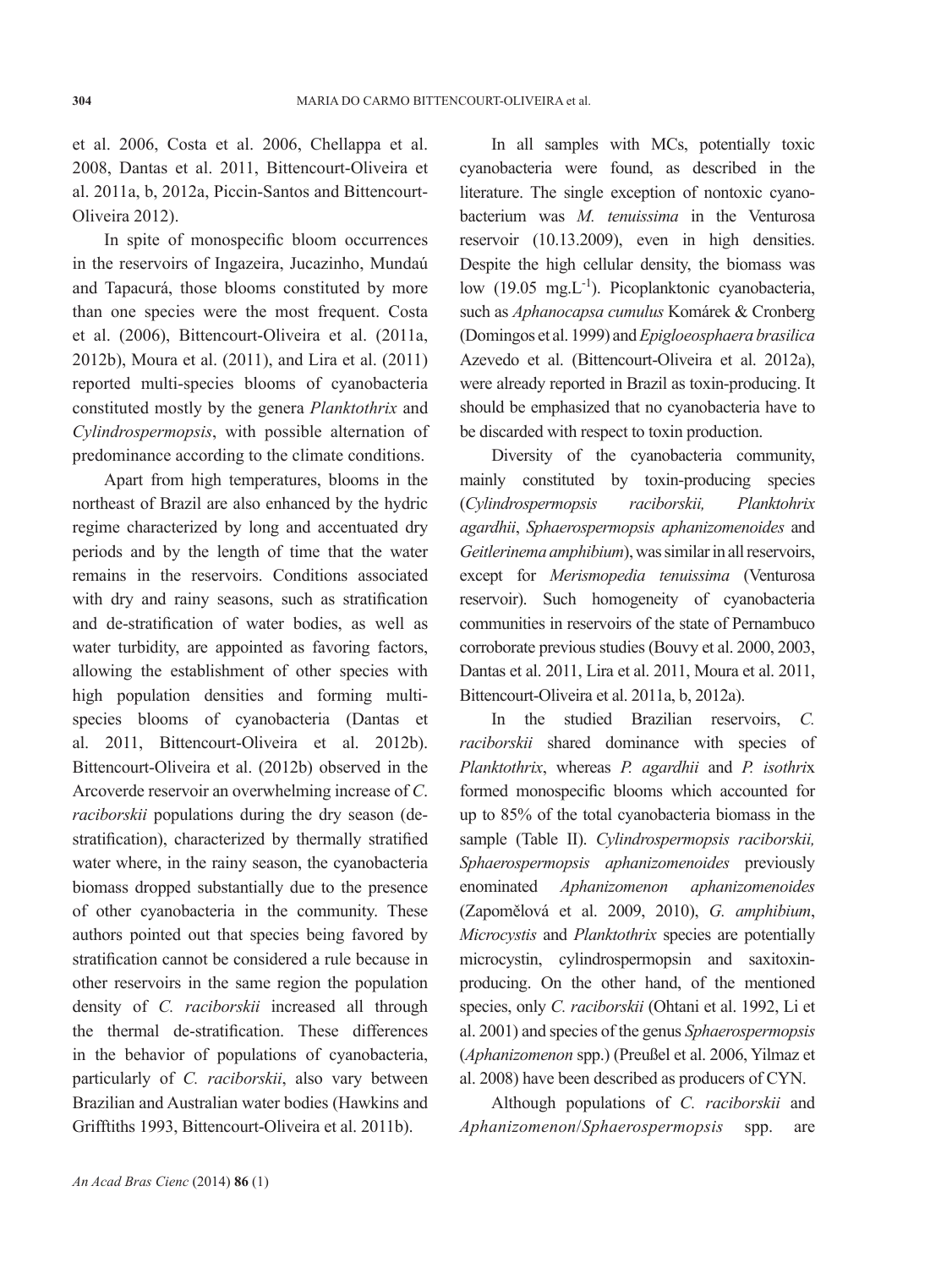et al. 2006, Costa et al. 2006, Chellappa et al. 2008, Dantas et al. 2011, Bittencourt-Oliveira et al. 2011a, b, 2012a, Piccin-Santos and Bittencourt-Oliveira 2012).

In spite of monospecific bloom occurrences in the reservoirs of Ingazeira, Jucazinho, Mundaú and Tapacurá, those blooms constituted by more than one species were the most frequent. Costa et al. (2006), Bittencourt-Oliveira et al. (2011a, 2012b), Moura et al. (2011), and Lira et al. (2011) reported multi-species blooms of cyanobacteria constituted mostly by the genera *Planktothrix* and *Cylindrospermopsis*, with possible alternation of predominance according to the climate conditions.

Apart from high temperatures, blooms in the northeast of Brazil are also enhanced by the hydric regime characterized by long and accentuated dry periods and by the length of time that the water remains in the reservoirs. Conditions associated with dry and rainy seasons, such as stratification and de-stratification of water bodies, as well as water turbidity, are appointed as favoring factors, allowing the establishment of other species with high population densities and forming multi-species blooms of cyanobacteria (Dantas et al. 2011, Bittencourt-Oliveira et al. 2012b). Bittencourt-Oliveira et al. (2012b) observed in the Arcoverde reservoir an overwhelming increase of *C. raciborskii* populations during the dry season (de-stratification), characterized by thermally stratified water where, in the rainy season, the cyanobacteria biomass dropped substantially due to the presence of other cyanobacteria in the community. These authors pointed out that species being favored by stratification cannot be considered a rule because in other reservoirs in the same region the population density of *C. raciborskii* increased all through the thermal de-stratification. These differences in the behavior of populations of cyanobacteria, particularly of *C. raciborskii*, also vary between Brazilian and Australian water bodies (Hawkins and Grifftiths 1993, Bittencourt-Oliveira et al. 2011b).

In all samples with MCs, potentially toxic cyanobacteria were found, as described in the literature. The single exception of nontoxic cyanobacterium was *M. tenuissima* in the Venturosa reservoir (10.13.2009), even in high densities. Despite the high cellular density, the biomass was low (19.05 mg.L$^{-1}$). Picoplanktonic cyanobacteria, such as *Aphanocapsa cumulus* Komárek & Cronberg (Domingos et al. 1999) and *Epigloeosphaera brasilica* Azevedo et al. (Bittencourt-Oliveira et al. 2012a), were already reported in Brazil as toxin-producing. It should be emphasized that no cyanobacteria have to be discarded with respect to toxin production.

Diversity of the cyanobacteria community, mainly constituted by toxin-producing species (*Cylindrospermopsis raciborskii, Planktohrix agardhii*, *Sphaerospermopsis aphanizomenoides* and *Geitlerinema amphibium*), was similar in all reservoirs, except for *Merismopedia tenuissima* (Venturosa reservoir). Such homogeneity of cyanobacteria communities in reservoirs of the state of Pernambuco corroborate previous studies (Bouvy et al. 2000, 2003, Dantas et al. 2011, Lira et al. 2011, Moura et al. 2011, Bittencourt-Oliveira et al. 2011a, b, 2012a).

In the studied Brazilian reservoirs, *C. raciborskii* shared dominance with species of *Planktothrix*, whereas *P. agardhii* and *P. isothrix* formed monospecific blooms which accounted for up to 85% of the total cyanobacteria biomass in the sample (Table II). *Cylindrospermopsis raciborskii, Sphaerospermopsis aphanizomenoides* previously enominated *Aphanizomenon aphanizomenoides* (Zapomělová et al. 2009, 2010), *G. amphibium*, *Microcystis* and *Planktothrix* species are potentially microcystin, cylindrospermopsin and saxitoxin-producing. On the other hand, of the mentioned species, only *C. raciborskii* (Ohtani et al. 1992, Li et al. 2001) and species of the genus *Sphaerospermopsis* (*Aphanizomenon* spp.) (Preußel et al. 2006, Yilmaz et al. 2008) have been described as producers of CYN.

Although populations of *C. raciborskii* and *Aphanizomenon*/*Sphaerospermopsis* spp. are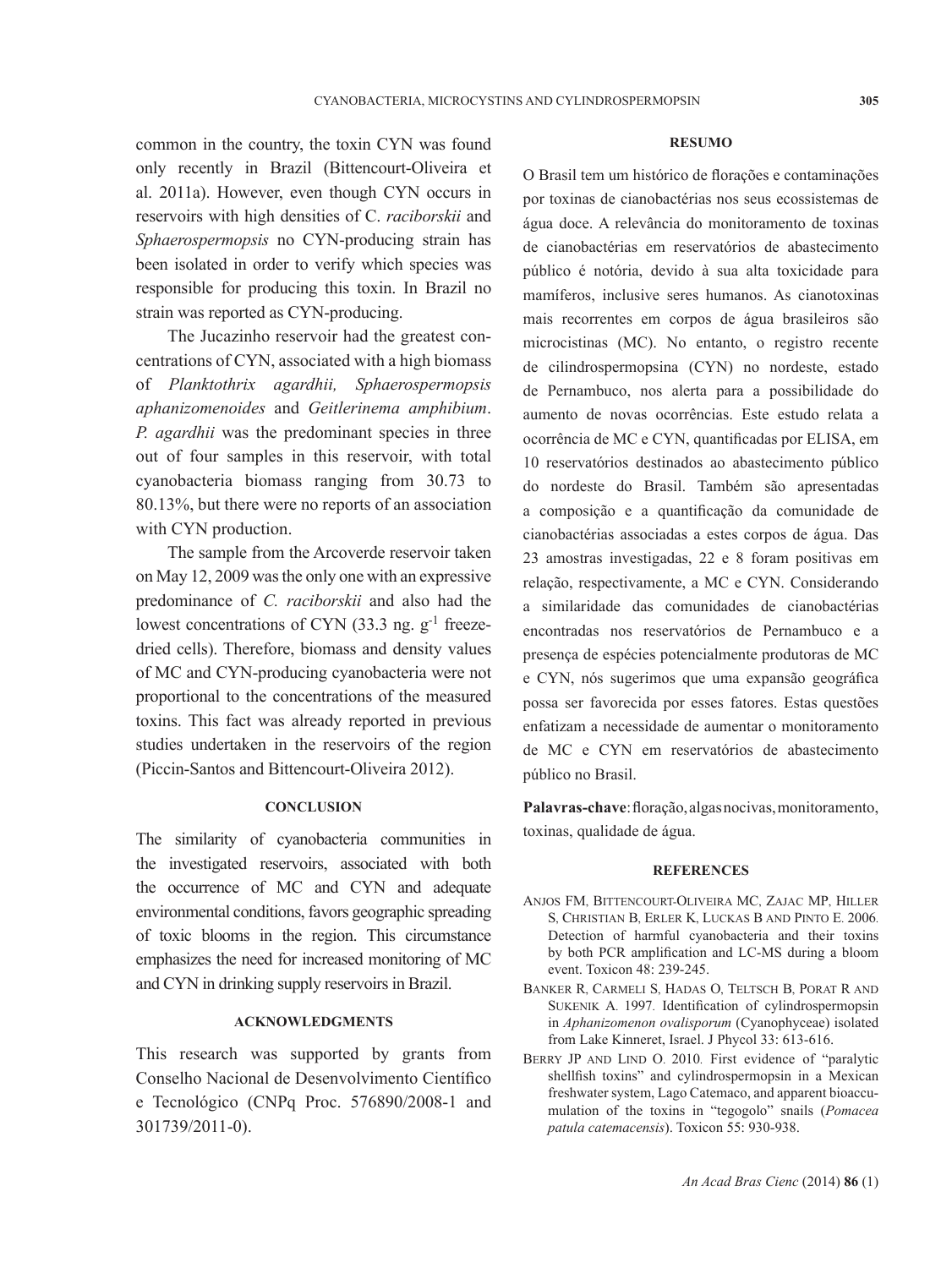common in the country, the toxin CYN was found only recently in Brazil (Bittencourt-Oliveira et al. 2011a). However, even though CYN occurs in reservoirs with high densities of C. *raciborskii* and *Sphaerospermopsis* no CYN-producing strain has been isolated in order to verify which species was responsible for producing this toxin. In Brazil no strain was reported as CYN-producing.

The Jucazinho reservoir had the greatest concentrations of CYN, associated with a high biomass of *Planktothrix agardhii, Sphaerospermopsis aphanizomenoides* and *Geitlerinema amphibium*. *P. agardhii* was the predominant species in three out of four samples in this reservoir, with total cyanobacteria biomass ranging from 30.73 to 80.13%, but there were no reports of an association with CYN production.

The sample from the Arcoverde reservoir taken on May 12, 2009 was the only one with an expressive predominance of *C. raciborskii* and also had the lowest concentrations of CYN (33.3 ng. $g^{-1}$ freeze-dried cells). Therefore, biomass and density values of MC and CYN-producing cyanobacteria were not proportional to the concentrations of the measured toxins. This fact was already reported in previous studies undertaken in the reservoirs of the region (Piccin-Santos and Bittencourt-Oliveira 2012).

## CONCLUSION

The similarity of cyanobacteria communities in the investigated reservoirs, associated with both the occurrence of MC and CYN and adequate environmental conditions, favors geographic spreading of toxic blooms in the region. This circumstance emphasizes the need for increased monitoring of MC and CYN in drinking supply reservoirs in Brazil.

## ACKNOWLEDGMENTS

This research was supported by grants from Conselho Nacional de Desenvolvimento Científico e Tecnológico (CNPq Proc. 576890/2008-1 and 301739/2011-0).

## RESUMO

O Brasil tem um histórico de florações e contaminações por toxinas de cianobactérias nos seus ecossistemas de água doce. A relevância do monitoramento de toxinas de cianobactérias em reservatórios de abastecimento público é notória, devido à sua alta toxicidade para mamíferos, inclusive seres humanos. As cianotoxinas mais recorrentes em corpos de água brasileiros são microcistinas (MC). No entanto, o registro recente de cilindrospermopsina (CYN) no nordeste, estado de Pernambuco, nos alerta para a possibilidade do aumento de novas ocorrências. Este estudo relata a ocorrência de MC e CYN, quantificadas por ELISA, em 10 reservatórios destinados ao abastecimento público do nordeste do Brasil. Também são apresentadas a composição e a quantificação da comunidade de cianobactérias associadas a estes corpos de água. Das 23 amostras investigadas, 22 e 8 foram positivas em relação, respectivamente, a MC e CYN. Considerando a similaridade das comunidades de cianobactérias encontradas nos reservatórios de Pernambuco e a presença de espécies potencialmente produtoras de MC e CYN, nós sugerimos que uma expansão geográfica possa ser favorecida por esses fatores. Estas questões enfatizam a necessidade de aumentar o monitoramento de MC e CYN em reservatórios de abastecimento público no Brasil.

**Palavras-chave**: floração, algas nocivas, monitoramento, toxinas, qualidade de água.

## REFERENCES

Anjos FM, Bittencourt-Oliveira MC, Zajac MP, Hiller S, Christian B, Erler K, Luckas B and Pinto E. 2006. Detection of harmful cyanobacteria and their toxins by both PCR amplification and LC-MS during a bloom event. Toxicon 48: 239-245.

Banker R, Carmeli S, Hadas O, Teltsch B, Porat R and Sukenik A. 1997. Identification of cylindrospermopsin in *Aphanizomenon ovalisporum* (Cyanophyceae) isolated from Lake Kinneret, Israel. J Phycol 33: 613-616.

Berry JP and Lind O. 2010. First evidence of "paralytic shellfish toxins" and cylindrospermopsin in a Mexican freshwater system, Lago Catemaco, and apparent bioaccumulation of the toxins in "tegogolo" snails (*Pomacea patula catemacensis*). Toxicon 55: 930-938.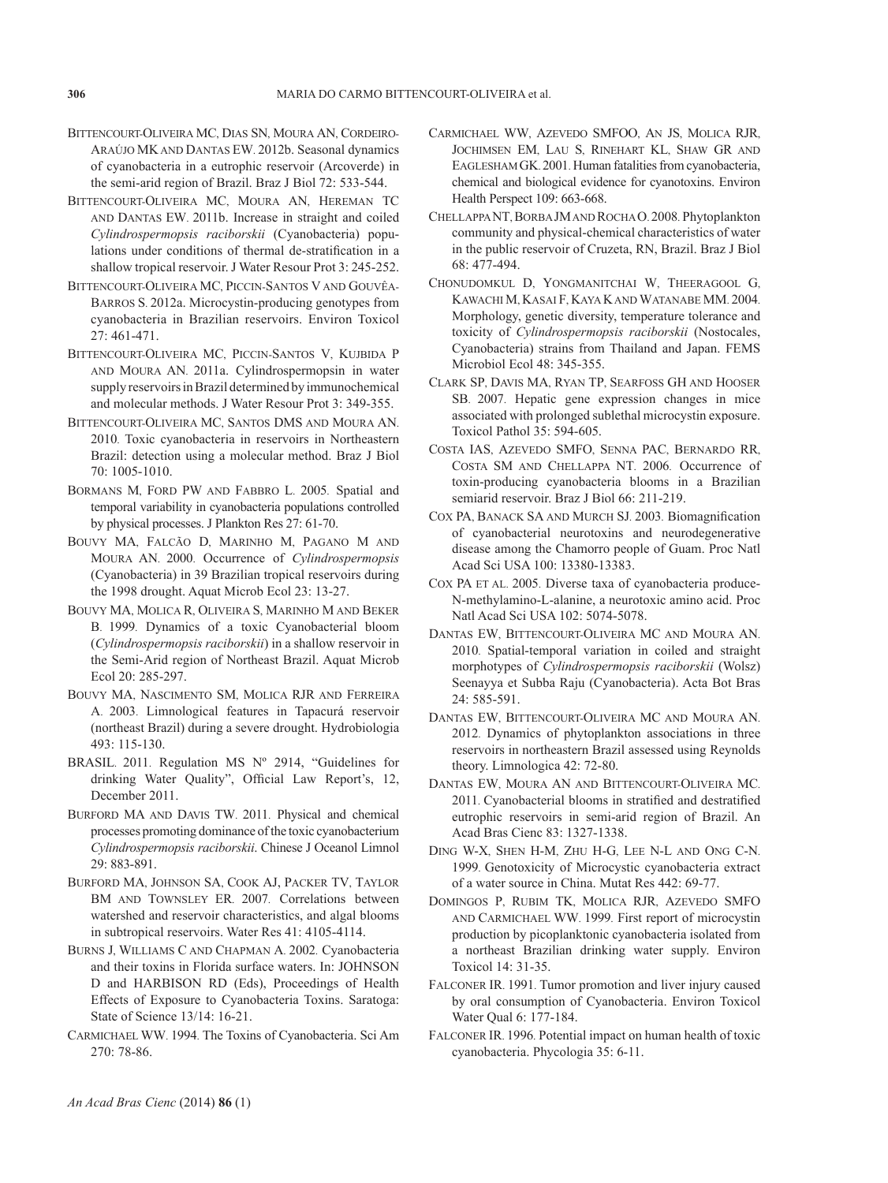Bittencourt-Oliveira MC, Dias SN, Moura AN, Cordeiro-Araújo MK and Dantas EW. 2012b. Seasonal dynamics of cyanobacteria in a eutrophic reservoir (Arcoverde) in the semi-arid region of Brazil. Braz J Biol 72: 533-544.

Bittencourt-Oliveira MC, Moura AN, Hereman TC and Dantas EW. 2011b. Increase in straight and coiled *Cylindrospermopsis raciborskii* (Cyanobacteria) populations under conditions of thermal de-stratification in a shallow tropical reservoir. J Water Resour Prot 3: 245-252.

Bittencourt-Oliveira MC, Piccin-Santos V and Gouvêa-Barros S. 2012a. Microcystin-producing genotypes from cyanobacteria in Brazilian reservoirs. Environ Toxicol 27: 461-471.

Bittencourt-Oliveira MC, Piccin-Santos V, Kujbida P and Moura AN. 2011a. Cylindrospermopsin in water supply reservoirs in Brazil determined by immunochemical and molecular methods. J Water Resour Prot 3: 349-355.

Bittencourt-Oliveira MC, Santos DMS and Moura AN. 2010. Toxic cyanobacteria in reservoirs in Northeastern Brazil: detection using a molecular method. Braz J Biol 70: 1005-1010.

Bormans M, Ford PW and Fabbro L. 2005. Spatial and temporal variability in cyanobacteria populations controlled by physical processes. J Plankton Res 27: 61-70.

Bouvy MA, Falcão D, Marinho M, Pagano M and Moura AN. 2000. Occurrence of *Cylindrospermopsis* (Cyanobacteria) in 39 Brazilian tropical reservoirs during the 1998 drought. Aquat Microb Ecol 23: 13-27.

Bouvy MA, Molica R, Oliveira S, Marinho M and Beker B. 1999. Dynamics of a toxic Cyanobacterial bloom (*Cylindrospermopsis raciborskii*) in a shallow reservoir in the Semi-Arid region of Northeast Brazil. Aquat Microb Ecol 20: 285-297.

Bouvy MA, Nascimento SM, Molica RJR and Ferreira A. 2003. Limnological features in Tapacurá reservoir (northeast Brazil) during a severe drought. Hydrobiologia 493: 115-130.

BRASIL. 2011. Regulation MS Nº 2914, "Guidelines for drinking Water Quality", Official Law Report's, 12, December 2011.

Burford MA and Davis TW. 2011. Physical and chemical processes promoting dominance of the toxic cyanobacterium *Cylindrospermopsis raciborskii*. Chinese J Oceanol Limnol 29: 883-891.

Burford MA, Johnson SA, Cook AJ, Packer TV, Taylor BM and Townsley ER. 2007. Correlations between watershed and reservoir characteristics, and algal blooms in subtropical reservoirs. Water Res 41: 4105-4114.

Burns J, Williams C and Chapman A. 2002. Cyanobacteria and their toxins in Florida surface waters. In: JOHNSON D and HARBISON RD (Eds), Proceedings of Health Effects of Exposure to Cyanobacteria Toxins. Saratoga: State of Science 13/14: 16-21.

Carmichael WW. 1994. The Toxins of Cyanobacteria. Sci Am 270: 78-86.

Carmichael WW, Azevedo SMFOO, An JS, Molica RJR, Jochimsen EM, Lau S, Rinehart KL, Shaw GR and Eaglesham GK. 2001. Human fatalities from cyanobacteria, chemical and biological evidence for cyanotoxins. Environ Health Perspect 109: 663-668.

Chellappa NT, Borba JM and Rocha O. 2008. Phytoplankton community and physical-chemical characteristics of water in the public reservoir of Cruzeta, RN, Brazil. Braz J Biol 68: 477-494.

Chonudomkul D, Yongmanitchai W, Theeragool G, Kawachi M, Kasai F, Kaya K and Watanabe MM. 2004. Morphology, genetic diversity, temperature tolerance and toxicity of *Cylindrospermopsis raciborskii* (Nostocales, Cyanobacteria) strains from Thailand and Japan. FEMS Microbiol Ecol 48: 345-355.

Clark SP, Davis MA, Ryan TP, Searfoss GH and Hooser SB. 2007. Hepatic gene expression changes in mice associated with prolonged sublethal microcystin exposure. Toxicol Pathol 35: 594-605.

Costa IAS, Azevedo SMFO, Senna PAC, Bernardo RR, Costa SM and Chellappa NT. 2006. Occurrence of toxin-producing cyanobacteria blooms in a Brazilian semiarid reservoir. Braz J Biol 66: 211-219.

Cox PA, Banack SA and Murch SJ. 2003. Biomagnification of cyanobacterial neurotoxins and neurodegenerative disease among the Chamorro people of Guam. Proc Natl Acad Sci USA 100: 13380-13383.

Cox PA et al. 2005. Diverse taxa of cyanobacteria produce-N-methylamino-L-alanine, a neurotoxic amino acid. Proc Natl Acad Sci USA 102: 5074-5078.

Dantas EW, Bittencourt-Oliveira MC and Moura AN. 2010. Spatial-temporal variation in coiled and straight morphotypes of *Cylindrospermopsis raciborskii* (Wolsz) Seenayya et Subba Raju (Cyanobacteria). Acta Bot Bras 24: 585-591.

Dantas EW, Bittencourt-Oliveira MC and Moura AN. 2012. Dynamics of phytoplankton associations in three reservoirs in northeastern Brazil assessed using Reynolds theory. Limnologica 42: 72-80.

Dantas EW, Moura AN and Bittencourt-Oliveira MC. 2011. Cyanobacterial blooms in stratified and destratified eutrophic reservoirs in semi-arid region of Brazil. An Acad Bras Cienc 83: 1327-1338.

Ding W-X, Shen H-M, Zhu H-G, Lee N-L and Ong C-N. 1999. Genotoxicity of Microcystic cyanobacteria extract of a water source in China. Mutat Res 442: 69-77.

Domingos P, Rubim TK, Molica RJR, Azevedo SMFO and Carmichael WW. 1999. First report of microcystin production by picoplanktonic cyanobacteria isolated from a northeast Brazilian drinking water supply. Environ Toxicol 14: 31-35.

Falconer IR. 1991. Tumor promotion and liver injury caused by oral consumption of Cyanobacteria. Environ Toxicol Water Qual 6: 177-184.

Falconer IR. 1996. Potential impact on human health of toxic cyanobacteria. Phycologia 35: 6-11.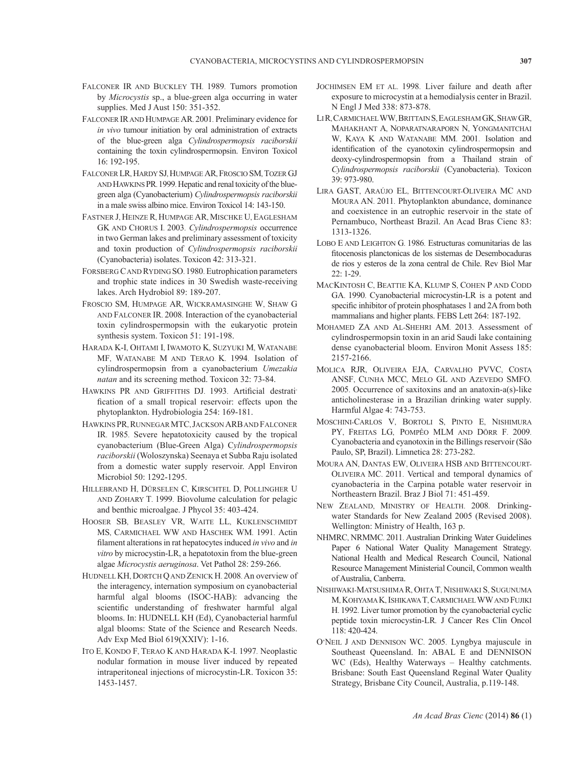Falconer IR and Buckley TH. 1989. Tumors promotion by *Microcystis* sp., a blue-green alga occurring in water supplies. Med J Aust 150: 351-352.

Falconer IR and Humpage AR. 2001. Preliminary evidence for *in vivo* tumour initiation by oral administration of extracts of the blue-green alga *Cylindrospermopsis raciborskii* containing the toxin cylindrospermopsin. Environ Toxicol 16: 192-195.

Falconer LR, Hardy SJ, Humpage AR, Froscio SM, Tozer GJ and Hawkins PR. 1999. Hepatic and renal toxicity of the blue-green alga (Cyanobacterium) *Cylindrospermopsis raciborskii* in a male swiss albino mice. Environ Toxicol 14: 143-150.

Fastner J, Heinze R, Humpage AR, Mischke U, Eaglesham GK and Chorus I. 2003. *Cylindrospermopsis* occurrence in two German lakes and preliminary assessment of toxicity and toxin production of *Cylindrospermopsis raciborskii* (Cyanobacteria) isolates. Toxicon 42: 313-321.

Forsberg C and Ryding SO. 1980. Eutrophication parameters and trophic state indices in 30 Swedish waste-receiving lakes. Arch Hydrobiol 89: 189-207.

Froscio SM, Humpage AR, Wickramasinghe W, Shaw G and Falconer IR. 2008. Interaction of the cyanobacterial toxin cylindrospermopsin with the eukaryotic protein synthesis system. Toxicon 51: 191-198.

Harada K-I, Ohtami I, Iwamoto K, Suzyuki M, Watanabe MF, Watanabe M and Terao K. 1994. Isolation of cylindrospermopsin from a cyanobacterium *Umezakia natan* and its screening method. Toxicon 32: 73-84.

Hawkins PR and Griffiths DJ. 1993. Artificial destratification of a small tropical reservoir: effects upon the phytoplankton. Hydrobiologia 254: 169-181.

Hawkins PR, Runnegar MTC, Jackson ARB and Falconer IR. 1985. Severe hepatotoxicity caused by the tropical cyanobacterium (Blue-Green Alga) C*ylindrospermopsis raciborskii* (Woloszynska) Seenaya et Subba Raju isolated from a domestic water supply reservoir. Appl Environ Microbiol 50: 1292-1295.

Hillebrand H, Dürselen C, Kirschtel D, Pollingher U and Zohary T. 1999. Biovolume calculation for pelagic and benthic microalgae. J Phycol 35: 403-424.

Hooser SB, Beasley VR, Waite LL, Kuklenschmidt MS, Carmichael WW and Haschek WM. 1991. Actin filament alterations in rat hepatocytes induced *in vivo* and *in vitro* by microcystin-LR, a hepatotoxin from the blue-green algae *Microcystis aeruginosa*. Vet Pathol 28: 259-266.

Hudnell KH, Dortch Q and Zenick H. 2008. An overview of the interagency, internation symposium on cyanobacterial harmful algal blooms (ISOC-HAB): advancing the scientific understanding of freshwater harmful algal blooms. In: HUDNELL KH (Ed), Cyanobacterial harmful algal blooms: State of the Science and Research Needs. Adv Exp Med Biol 619(XXIV): 1-16.

Ito E, Kondo F, Terao K and Harada K-I. 1997. Neoplastic nodular formation in mouse liver induced by repeated intraperitoneal injections of microcystin-LR. Toxicon 35: 1453-1457.

Jochimsen EM et al. 1998. Liver failure and death after exposure to microcystin at a hemodialysis center in Brazil. N Engl J Med 338: 873-878.

Li R, Carmichael WW, Brittain S, Eaglesham GK, Shaw GR, Mahakhant A, Noparatnaraporn N, Yongmanitchai W, Kaya K and Watanabe MM. 2001. Isolation and identification of the cyanotoxin cylindrospermopsin and deoxy-cylindrospermopsin from a Thailand strain of *Cylindrospermopsis raciborskii* (Cyanobacteria). Toxicon 39: 973-980.

Lira GAST, Araújo EL, Bittencourt-Oliveira MC and Moura AN. 2011. Phytoplankton abundance, dominance and coexistence in an eutrophic reservoir in the state of Pernambuco, Northeast Brazil. An Acad Bras Cienc 83: 1313-1326.

Lobo E and Leighton G. 1986. Estructuras comunitarias de las fitocenosis planctonicas de los sistemas de Desembocaduras de rios y esteros de la zona central de Chile. Rev Biol Mar 22: 1-29.

MacKintosh C, Beattie KA, Klump S, Cohen P and Codd GA. 1990. Cyanobacterial microcystin-LR is a potent and specific inhibitor of protein phosphatases 1 and 2A from both mammalians and higher plants. FEBS Lett 264: 187-192.

Mohamed ZA and Al-Shehri AM. 2013. Assessment of cylindrospermopsin toxin in an arid Saudi lake containing dense cyanobacterial bloom. Environ Monit Assess 185: 2157-2166.

Molica RJR, Oliveira EJA, Carvalho PVVC, Costa ANSF, Cunha MCC, Melo GL and Azevedo SMFO. 2005. Occurrence of saxitoxins and an anatoxin-a(s)-like anticholinesterase in a Brazilian drinking water supply. Harmful Algae 4: 743-753.

Moschini-Carlos V, Bortoli S, Pinto E, Nishimura PY, Freitas LG, Pompêo MLM and Dörr F. 2009. Cyanobacteria and cyanotoxin in the Billings reservoir (São Paulo, SP, Brazil). Limnetica 28: 273-282.

Moura AN, Dantas EW, Oliveira HSB and Bittencourt-Oliveira MC. 2011. Vertical and temporal dynamics of cyanobacteria in the Carpina potable water reservoir in Northeastern Brazil. Braz J Biol 71: 451-459.

New Zealand, Ministry of Health. 2008. Drinking-water Standards for New Zealand 2005 (Revised 2008). Wellington: Ministry of Health, 163 p.

NHMRC, NRMMC. 2011. Australian Drinking Water Guidelines Paper 6 National Water Quality Management Strategy. National Health and Medical Research Council, National Resource Management Ministerial Council, Common wealth of Australia, Canberra.

Nishiwaki-Matsushima R, Ohta T, Nishiwaki S, Sugunuma M, Kohyama K, Ishikawa T, Carmichael WW and Fujiki H. 1992. Liver tumor promotion by the cyanobacterial cyclic peptide toxin microcystin-LR. J Cancer Res Clin Oncol 118: 420-424.

O'Neil J and Dennison WC. 2005. Lyngbya majuscule in Southeast Queensland. In: ABAL E and DENNISON WC (Eds), Healthy Waterways – Healthy catchments. Brisbane: South East Queensland Reginal Water Quality Strategy, Brisbane City Council, Australia, p.119-148.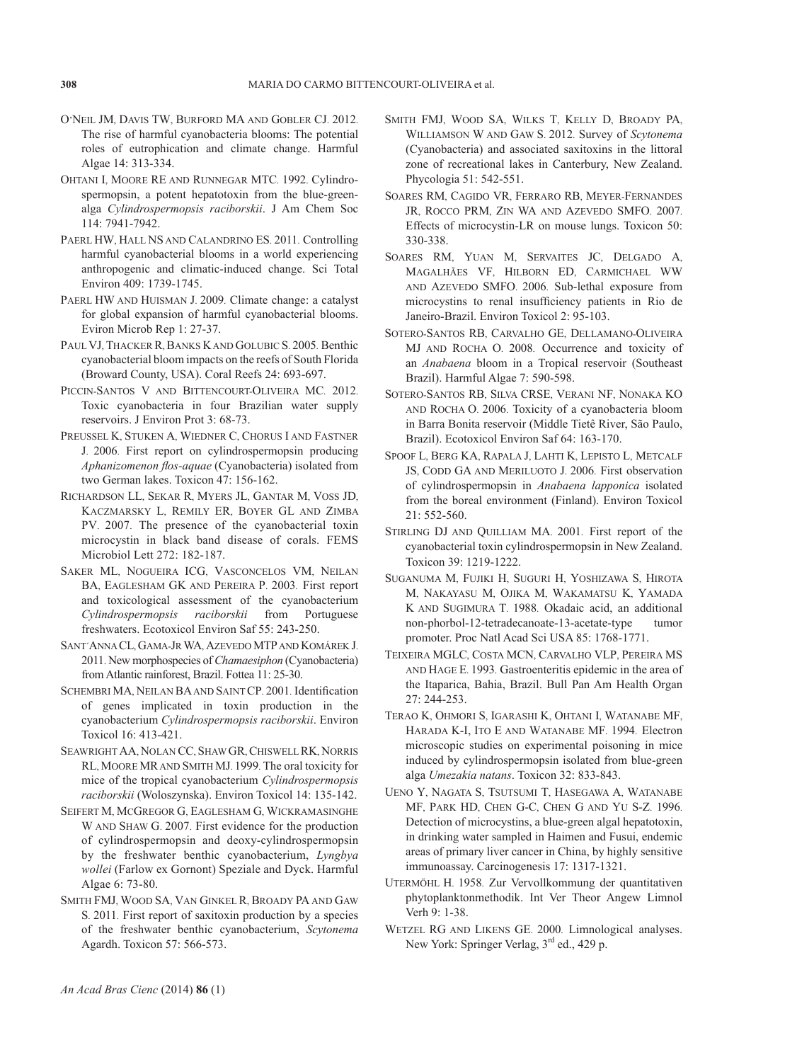O'Neil JM, Davis TW, Burford MA and Gobler CJ. 2012. The rise of harmful cyanobacteria blooms: The potential roles of eutrophication and climate change. Harmful Algae 14: 313-334.

Ohtani I, Moore RE and Runnegar MTC. 1992. Cylindrospermopsin, a potent hepatotoxin from the blue-green-alga *Cylindrospermopsis raciborskii*. J Am Chem Soc 114: 7941-7942.

Paerl HW, Hall NS and Calandrino ES. 2011. Controlling harmful cyanobacterial blooms in a world experiencing anthropogenic and climatic-induced change. Sci Total Environ 409: 1739-1745.

Paerl HW and Huisman J. 2009. Climate change: a catalyst for global expansion of harmful cyanobacterial blooms. Eviron Microb Rep 1: 27-37.

Paul VJ, Thacker R, Banks K and Golubic S. 2005. Benthic cyanobacterial bloom impacts on the reefs of South Florida (Broward County, USA). Coral Reefs 24: 693-697.

Piccin-Santos V and Bittencourt-Oliveira MC. 2012. Toxic cyanobacteria in four Brazilian water supply reservoirs. J Environ Prot 3: 68-73.

Preussel K, Stuken A, Wiedner C, Chorus I and Fastner J. 2006. First report on cylindrospermopsin producing *Aphanizomenon flos-aquae* (Cyanobacteria) isolated from two German lakes. Toxicon 47: 156-162.

Richardson LL, Sekar R, Myers JL, Gantar M, Voss JD, Kaczmarsky L, Remily ER, Boyer GL and Zimba PV. 2007. The presence of the cyanobacterial toxin microcystin in black band disease of corals. FEMS Microbiol Lett 272: 182-187.

Saker ML, Nogueira ICG, Vasconcelos VM, Neilan BA, Eaglesham GK and Pereira P. 2003. First report and toxicological assessment of the cyanobacterium *Cylindrospermopsis raciborskii* from Portuguese freshwaters. Ecotoxicol Environ Saf 55: 243-250.

Sant'Anna CL, Gama-Jr WA, Azevedo MTP and Komárek J. 2011. New morphospecies of *Chamaesiphon* (Cyanobacteria) from Atlantic rainforest, Brazil. Fottea 11: 25-30.

Schembri MA, Neilan BA and Saint CP. 2001. Identification of genes implicated in toxin production in the cyanobacterium *Cylindrospermopsis raciborskii*. Environ Toxicol 16: 413-421.

Seawright AA, Nolan CC, Shaw GR, Chiswell RK, Norris RL, Moore MR and Smith MJ. 1999. The oral toxicity for mice of the tropical cyanobacterium *Cylindrospermopsis raciborskii* (Woloszynska). Environ Toxicol 14: 135-142.

Seifert M, McGregor G, Eaglesham G, Wickramasinghe W and Shaw G. 2007. First evidence for the production of cylindrospermopsin and deoxy-cylindrospermopsin by the freshwater benthic cyanobacterium, *Lyngbya wollei* (Farlow ex Gornont) Speziale and Dyck. Harmful Algae 6: 73-80.

Smith FMJ, Wood SA, Van Ginkel R, Broady PA and Gaw S. 2011. First report of saxitoxin production by a species of the freshwater benthic cyanobacterium, *Scytonema* Agardh. Toxicon 57: 566-573.

Smith FMJ, Wood SA, Wilks T, Kelly D, Broady PA, Williamson W and Gaw S. 2012. Survey of *Scytonema* (Cyanobacteria) and associated saxitoxins in the littoral zone of recreational lakes in Canterbury, New Zealand. Phycologia 51: 542-551.

Soares RM, Cagido VR, Ferraro RB, Meyer-Fernandes JR, Rocco PRM, Zin WA and Azevedo SMFO. 2007. Effects of microcystin-LR on mouse lungs. Toxicon 50: 330-338.

Soares RM, Yuan M, Servaites JC, Delgado A, Magalhães VF, Hilborn ED, Carmichael WW and Azevedo SMFO. 2006. Sub-lethal exposure from microcystins to renal insufficiency patients in Rio de Janeiro-Brazil. Environ Toxicol 2: 95-103.

Sotero-Santos RB, Carvalho GE, Dellamano-Oliveira MJ and Rocha O. 2008. Occurrence and toxicity of an *Anabaena* bloom in a Tropical reservoir (Southeast Brazil). Harmful Algae 7: 590-598.

Sotero-Santos RB, Silva CRSE, Verani NF, Nonaka KO and Rocha O. 2006. Toxicity of a cyanobacteria bloom in Barra Bonita reservoir (Middle Tietê River, São Paulo, Brazil). Ecotoxicol Environ Saf 64: 163-170.

Spoof L, Berg KA, Rapala J, Lahti K, Lepisto L, Metcalf JS, Codd GA and Meriluoto J. 2006. First observation of cylindrospermopsin in *Anabaena lapponica* isolated from the boreal environment (Finland). Environ Toxicol 21: 552-560.

Stirling DJ and Quilliam MA. 2001. First report of the cyanobacterial toxin cylindrospermopsin in New Zealand. Toxicon 39: 1219-1222.

Suganuma M, Fujiki H, Suguri H, Yoshizawa S, Hirota M, Nakayasu M, Ojika M, Wakamatsu K, Yamada K and Sugimura T. 1988. Okadaic acid, an additional non-phorbol-12-tetradecanoate-13-acetate-type tumor promoter. Proc Natl Acad Sci USA 85: 1768-1771.

Teixeira MGLC, Costa MCN, Carvalho VLP, Pereira MS and Hage E. 1993. Gastroenteritis epidemic in the area of the Itaparica, Bahia, Brazil. Bull Pan Am Health Organ 27: 244-253.

Terao K, Ohmori S, Igarashi K, Ohtani I, Watanabe MF, Harada K-I, Ito E and Watanabe MF. 1994. Electron microscopic studies on experimental poisoning in mice induced by cylindrospermopsin isolated from blue-green alga *Umezakia natans*. Toxicon 32: 833-843.

Ueno Y, Nagata S, Tsutsumi T, Hasegawa A, Watanabe MF, Park HD, Chen G-C, Chen G and Yu S-Z. 1996. Detection of microcystins, a blue-green algal hepatotoxin, in drinking water sampled in Haimen and Fusui, endemic areas of primary liver cancer in China, by highly sensitive immunoassay. Carcinogenesis 17: 1317-1321.

Utermöhl H. 1958. Zur Vervollkommung der quantitativen phytoplanktonmethodik. Int Ver Theor Angew Limnol Verh 9: 1-38.

Wetzel RG and Likens GE. 2000. Limnological analyses. New York: Springer Verlag, 3rd ed., 429 p.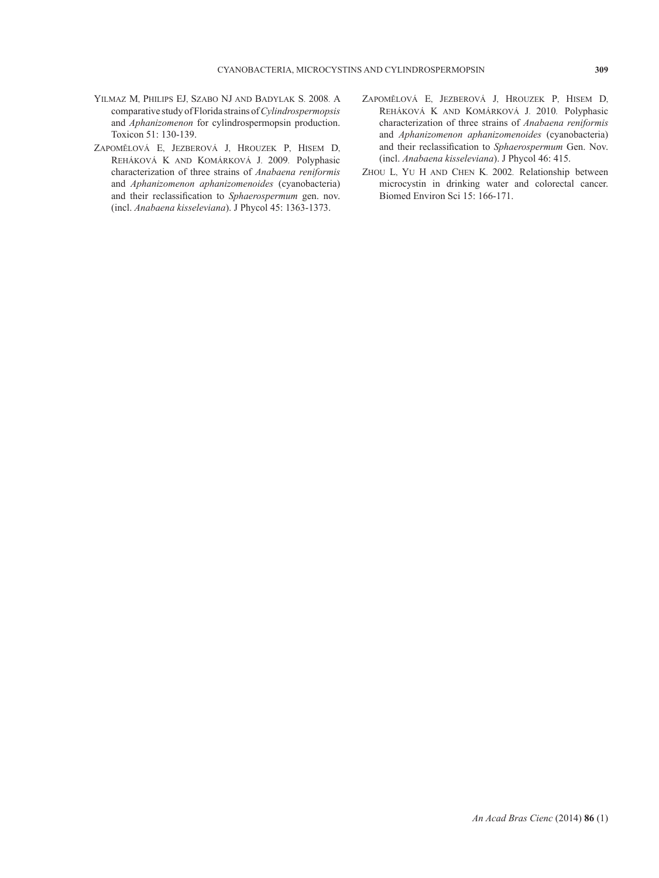Yilmaz M, Philips EJ, Szabo NJ and Badylak S. 2008. A comparative study of Florida strains of *Cylindrospermopsis* and *Aphanizomenon* for cylindrospermopsin production. Toxicon 51: 130-139.

Zapomělová E, Jezberová J, Hrouzek P, Hisem D, Reháková K and Komárková J. 2009. Polyphasic characterization of three strains of *Anabaena reniformis* and *Aphanizomenon aphanizomenoides* (cyanobacteria) and their reclassification to *Sphaerospermum* gen. nov. (incl. *Anabaena kisseleviana*). J Phycol 45: 1363-1373.

Zapomělová E, Jezberová J, Hrouzek P, Hisem D, Reháková K and Komárková J. 2010. Polyphasic characterization of three strains of *Anabaena reniformis* and *Aphanizomenon aphanizomenoides* (cyanobacteria) and their reclassification to *Sphaerospermum* Gen. Nov. (incl. *Anabaena kisseleviana*). J Phycol 46: 415.

Zhou L, Yu H and Chen K. 2002. Relationship between microcystin in drinking water and colorectal cancer. Biomed Environ Sci 15: 166-171.